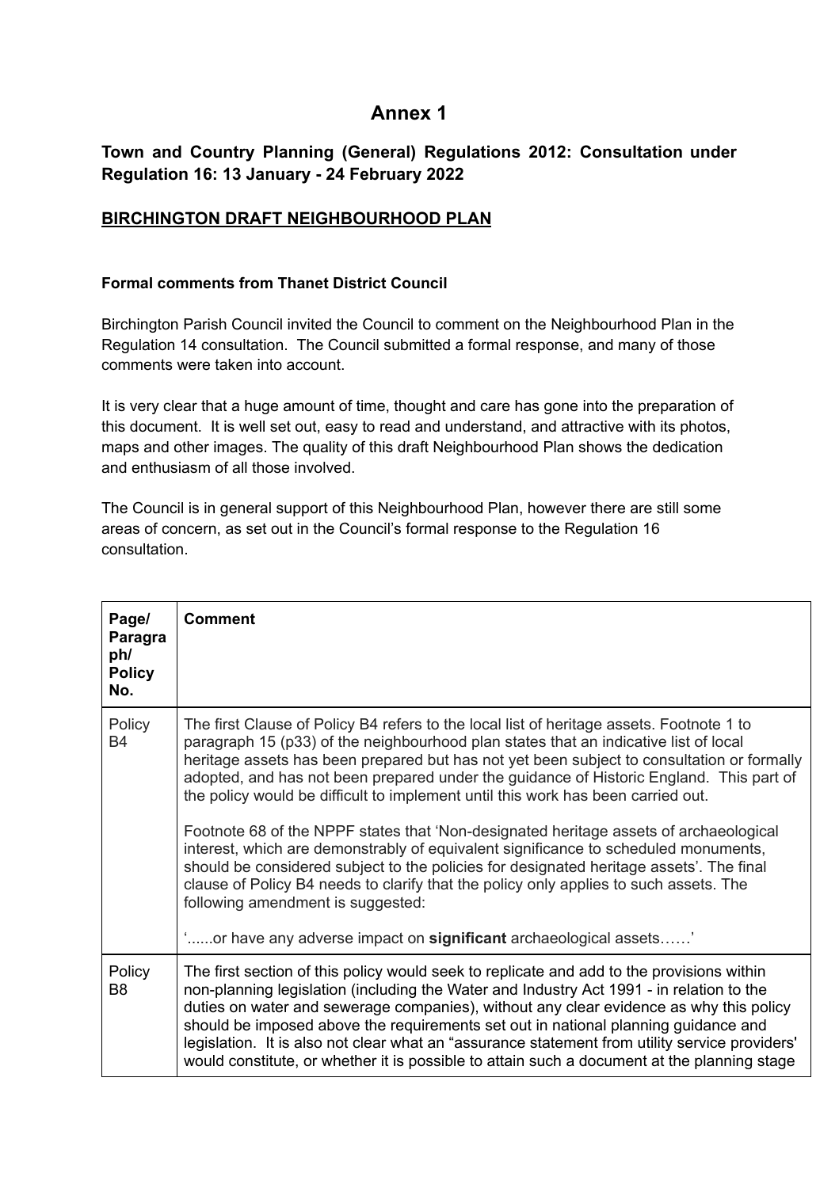# Annex 1

## Town and Country Planning (General) Regulations 2012: Consultation under Regulation 16: 13 January - 24 February 2022

## BIRCHINGTON DRAFT NEIGHBOURHOOD PLAN

**Formal comments from Thanet District Council**

Birchington Parish Council invited the Council to comment on the Neighbourhood Plan in the Regulation 14 consultation. The Council submitted a formal response, and many of those comments were taken into account.

It is very clear that a huge amount of time, thought and care has gone into the preparation of this document. It is well set out, easy to read and understand, and attractive with its photos, maps and other images. The quality of this draft Neighbourhood Plan shows the dedication and enthusiasm of all those involved.

The Council is in general support of this Neighbourhood Plan, however there are still some areas of concern, as set out in the Council's formal response to the Regulation 16 consultation.

| Page/ Paragraph/ Policy No. | Comment |
|---|---|
| Policy B4 | The first Clause of Policy B4 refers to the local list of heritage assets. Footnote 1 to paragraph 15 (p33) of the neighbourhood plan states that an indicative list of local heritage assets has been prepared but has not yet been subject to consultation or formally adopted, and has not been prepared under the guidance of Historic England. This part of the policy would be difficult to implement until this work has been carried out.<br><br>Footnote 68 of the NPPF states that 'Non-designated heritage assets of archaeological interest, which are demonstrably of equivalent significance to scheduled monuments, should be considered subject to the policies for designated heritage assets'. The final clause of Policy B4 needs to clarify that the policy only applies to such assets. The following amendment is suggested:<br><br>'......or have any adverse impact on **significant** archaeological assets……' |
| Policy B8 | The first section of this policy would seek to replicate and add to the provisions within non-planning legislation (including the Water and Industry Act 1991 - in relation to the duties on water and sewerage companies), without any clear evidence as why this policy should be imposed above the requirements set out in national planning guidance and legislation. It is also not clear what an "assurance statement from utility service providers' would constitute, or whether it is possible to attain such a document at the planning stage |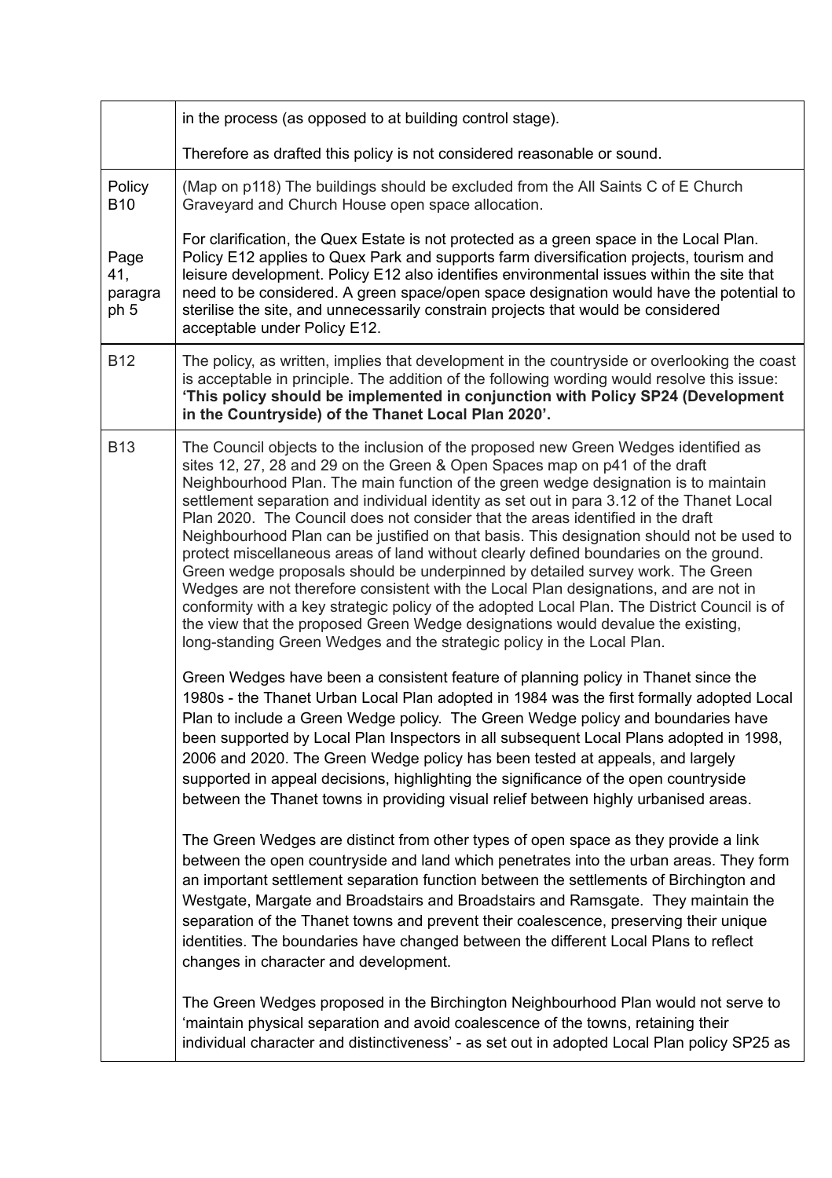| | |
|---|---|
| | in the process (as opposed to at building control stage).<br><br>Therefore as drafted this policy is not considered reasonable or sound. |
| Policy B10<br><br>Page 41, paragraph 5 | (Map on p118) The buildings should be excluded from the All Saints C of E Church Graveyard and Church House open space allocation.<br><br>For clarification, the Quex Estate is not protected as a green space in the Local Plan. Policy E12 applies to Quex Park and supports farm diversification projects, tourism and leisure development. Policy E12 also identifies environmental issues within the site that need to be considered. A green space/open space designation would have the potential to sterilise the site, and unnecessarily constrain projects that would be considered acceptable under Policy E12. |
| B12 | The policy, as written, implies that development in the countryside or overlooking the coast is acceptable in principle. The addition of the following wording would resolve this issue: **'This policy should be implemented in conjunction with Policy SP24 (Development in the Countryside) of the Thanet Local Plan 2020'.** |
| B13 | The Council objects to the inclusion of the proposed new Green Wedges identified as sites 12, 27, 28 and 29 on the Green & Open Spaces map on p41 of the draft Neighbourhood Plan. The main function of the green wedge designation is to maintain settlement separation and individual identity as set out in para 3.12 of the Thanet Local Plan 2020. The Council does not consider that the areas identified in the draft Neighbourhood Plan can be justified on that basis. This designation should not be used to protect miscellaneous areas of land without clearly defined boundaries on the ground. Green wedge proposals should be underpinned by detailed survey work. The Green Wedges are not therefore consistent with the Local Plan designations, and are not in conformity with a key strategic policy of the adopted Local Plan. The District Council is of the view that the proposed Green Wedge designations would devalue the existing, long-standing Green Wedges and the strategic policy in the Local Plan.<br><br>Green Wedges have been a consistent feature of planning policy in Thanet since the 1980s - the Thanet Urban Local Plan adopted in 1984 was the first formally adopted Local Plan to include a Green Wedge policy. The Green Wedge policy and boundaries have been supported by Local Plan Inspectors in all subsequent Local Plans adopted in 1998, 2006 and 2020. The Green Wedge policy has been tested at appeals, and largely supported in appeal decisions, highlighting the significance of the open countryside between the Thanet towns in providing visual relief between highly urbanised areas.<br><br>The Green Wedges are distinct from other types of open space as they provide a link between the open countryside and land which penetrates into the urban areas. They form an important settlement separation function between the settlements of Birchington and Westgate, Margate and Broadstairs and Broadstairs and Ramsgate. They maintain the separation of the Thanet towns and prevent their coalescence, preserving their unique identities. The boundaries have changed between the different Local Plans to reflect changes in character and development.<br><br>The Green Wedges proposed in the Birchington Neighbourhood Plan would not serve to 'maintain physical separation and avoid coalescence of the towns, retaining their individual character and distinctiveness' - as set out in adopted Local Plan policy SP25 as |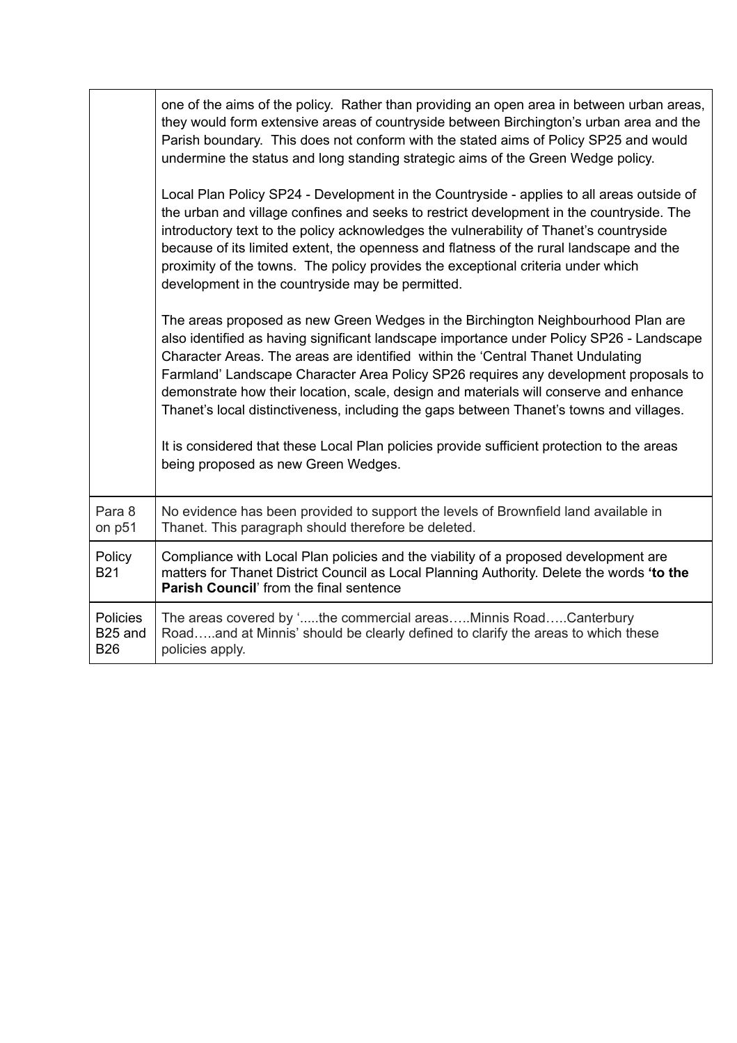| | |
|---|---|
| | one of the aims of the policy. Rather than providing an open area in between urban areas, they would form extensive areas of countryside between Birchington's urban area and the Parish boundary. This does not conform with the stated aims of Policy SP25 and would undermine the status and long standing strategic aims of the Green Wedge policy.<br><br>Local Plan Policy SP24 - Development in the Countryside - applies to all areas outside of the urban and village confines and seeks to restrict development in the countryside. The introductory text to the policy acknowledges the vulnerability of Thanet's countryside because of its limited extent, the openness and flatness of the rural landscape and the proximity of the towns. The policy provides the exceptional criteria under which development in the countryside may be permitted.<br><br>The areas proposed as new Green Wedges in the Birchington Neighbourhood Plan are also identified as having significant landscape importance under Policy SP26 - Landscape Character Areas. The areas are identified within the 'Central Thanet Undulating Farmland' Landscape Character Area Policy SP26 requires any development proposals to demonstrate how their location, scale, design and materials will conserve and enhance Thanet's local distinctiveness, including the gaps between Thanet's towns and villages.<br><br>It is considered that these Local Plan policies provide sufficient protection to the areas being proposed as new Green Wedges. |
| Para 8 on p51 | No evidence has been provided to support the levels of Brownfield land available in Thanet. This paragraph should therefore be deleted. |
| Policy B21 | Compliance with Local Plan policies and the viability of a proposed development are matters for Thanet District Council as Local Planning Authority. Delete the words **'to the Parish Council'** from the final sentence |
| Policies B25 and B26 | The areas covered by '.....the commercial areas…..Minnis Road…..Canterbury Road…..and at Minnis' should be clearly defined to clarify the areas to which these policies apply. |